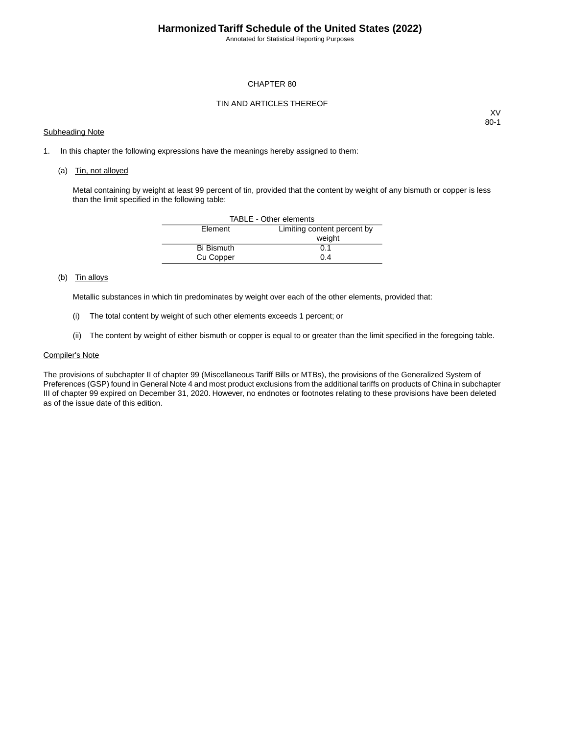# CHAPTER 80

## TIN AND ARTICLES THEREOF

XV
80-1

Subheading Note

1. In this chapter the following expressions have the meanings hereby assigned to them:

   (a) Tin, not alloyed

   Metal containing by weight at least 99 percent of tin, provided that the content by weight of any bismuth or copper is less than the limit specified in the following table:

   TABLE - Other elements

   | Element | Limiting content percent by weight |
   |---|---|
   | Bi Bismuth | 0.1 |
   | Cu Copper | 0.4 |

   (b) Tin alloys

   Metallic substances in which tin predominates by weight over each of the other elements, provided that:

   (i) The total content by weight of such other elements exceeds 1 percent; or

   (ii) The content by weight of either bismuth or copper is equal to or greater than the limit specified in the foregoing table.

Compiler's Note

The provisions of subchapter II of chapter 99 (Miscellaneous Tariff Bills or MTBs), the provisions of the Generalized System of Preferences (GSP) found in General Note 4 and most product exclusions from the additional tariffs on products of China in subchapter III of chapter 99 expired on December 31, 2020. However, no endnotes or footnotes relating to these provisions have been deleted as of the issue date of this edition.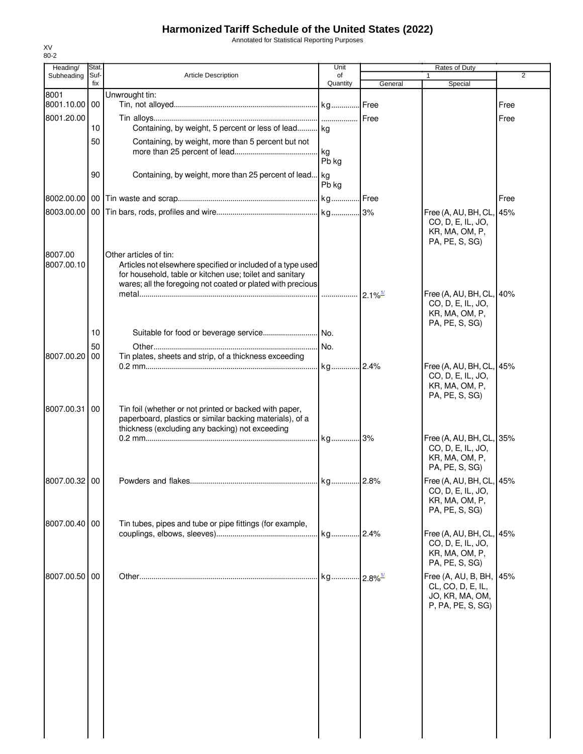# Harmonized Tariff Schedule of the United States (2022)

Annotated for Statistical Reporting Purposes

XV
80-2

| Heading/ Subheading | Stat. Suf- fix | Article Description | Unit of Quantity | Rates of Duty 1 General | Special | 2 |
|---|---|---|---|---|---|---|
| 8001 | | Unwrought tin: | | | | |
| 8001.10.00 | 00 | Tin, not alloyed | kg | Free | | Free |
| 8001.20.00 | | Tin alloys | | Free | | Free |
| | 10 | Containing, by weight, 5 percent or less of lead | kg | | | |
| | 50 | Containing, by weight, more than 5 percent but not more than 25 percent of lead | kg Pb kg | | | |
| | 90 | Containing, by weight, more than 25 percent of lead | kg Pb kg | | | |
| 8002.00.00 | 00 | Tin waste and scrap | kg | Free | | Free |
| 8003.00.00 | 00 | Tin bars, rods, profiles and wire | kg | 3% | Free (A, AU, BH, CL, CO, D, E, IL, JO, KR, MA, OM, P, PA, PE, S, SG) | 45% |
| 8007.00 | | Other articles of tin: | | | | |
| 8007.00.10 | | Articles not elsewhere specified or included of a type used for household, table or kitchen use; toilet and sanitary wares; all the foregoing not coated or plated with precious metal | | 2.1%[1/] | Free (A, AU, BH, CL, CO, D, E, IL, JO, KR, MA, OM, P, PA, PE, S, SG) | 40% |
| | 10 | Suitable for food or beverage service | No. | | | |
| | 50 | Other | No. | | | |
| 8007.00.20 | 00 | Tin plates, sheets and strip, of a thickness exceeding 0.2 mm | kg | 2.4% | Free (A, AU, BH, CL, CO, D, E, IL, JO, KR, MA, OM, P, PA, PE, S, SG) | 45% |
| 8007.00.31 | 00 | Tin foil (whether or not printed or backed with paper, paperboard, plastics or similar backing materials), of a thickness (excluding any backing) not exceeding 0.2 mm | kg | 3% | Free (A, AU, BH, CL, CO, D, E, IL, JO, KR, MA, OM, P, PA, PE, S, SG) | 35% |
| 8007.00.32 | 00 | Powders and flakes | kg | 2.8% | Free (A, AU, BH, CL, CO, D, E, IL, JO, KR, MA, OM, P, PA, PE, S, SG) | 45% |
| 8007.00.40 | 00 | Tin tubes, pipes and tube or pipe fittings (for example, couplings, elbows, sleeves) | kg | 2.4% | Free (A, AU, BH, CL, CO, D, E, IL, JO, KR, MA, OM, P, PA, PE, S, SG) | 45% |
| 8007.00.50 | 00 | Other | kg | 2.8%[1/] | Free (A, AU, B, BH, CL, CO, D, E, IL, JO, KR, MA, OM, P, PA, PE, S, SG) | 45% |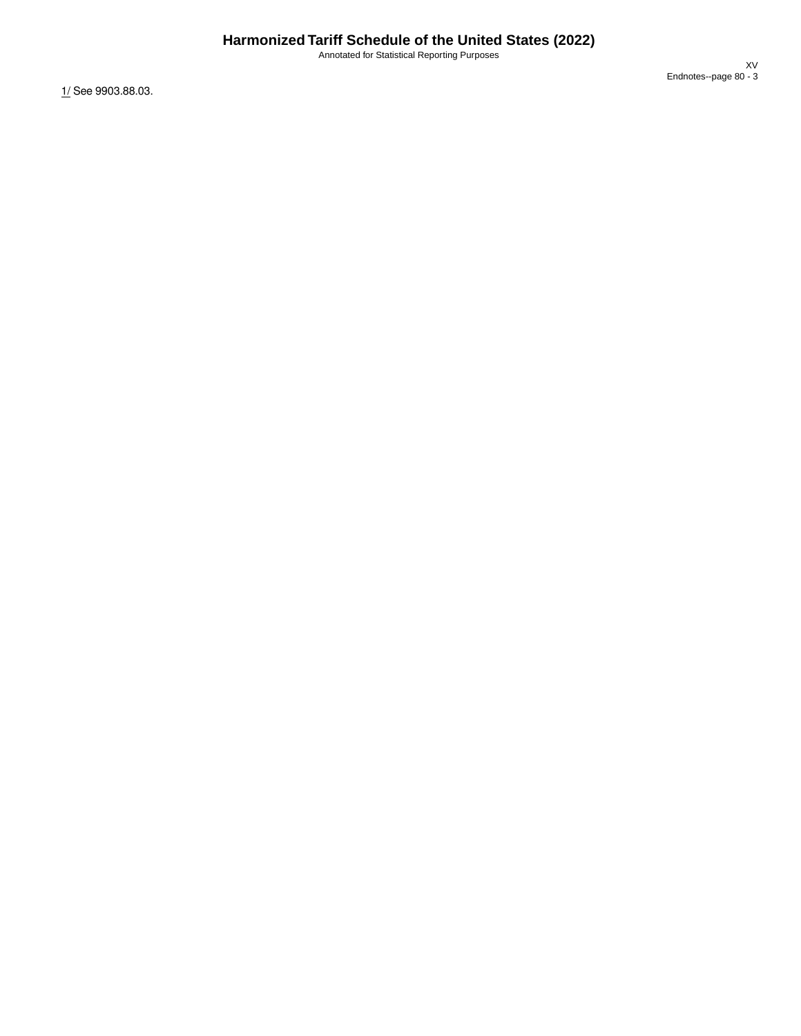1/ See 9903.88.03.